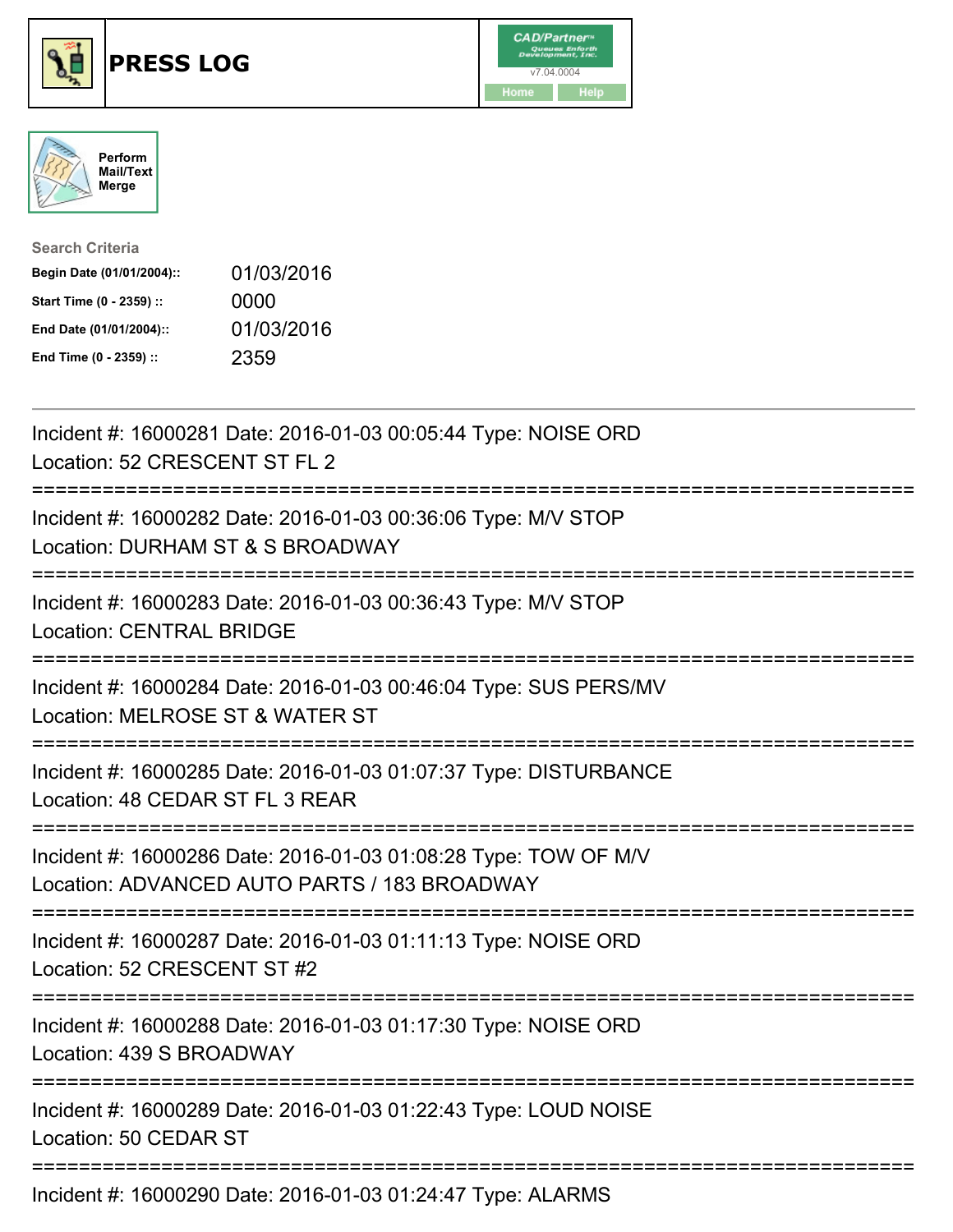# PRESS LOG

CAD/Partner
v7.04.0004
Home Help

Perform Mail/Text Merge

**Search Criteria**

| | |
|---|---|
| **Begin Date (01/01/2004)::** | 01/03/2016 |
| **Start Time (0 - 2359) ::** | 0000 |
| **End Date (01/01/2004)::** | 01/03/2016 |
| **End Time (0 - 2359) ::** | 2359 |

---

Incident #: 16000281 Date: 2016-01-03 00:05:44 Type: NOISE ORD
Location: 52 CRESCENT ST FL 2

===========================================================================

Incident #: 16000282 Date: 2016-01-03 00:36:06 Type: M/V STOP
Location: DURHAM ST & S BROADWAY

===========================================================================

Incident #: 16000283 Date: 2016-01-03 00:36:43 Type: M/V STOP
Location: CENTRAL BRIDGE

===========================================================================

Incident #: 16000284 Date: 2016-01-03 00:46:04 Type: SUS PERS/MV
Location: MELROSE ST & WATER ST

===========================================================================

Incident #: 16000285 Date: 2016-01-03 01:07:37 Type: DISTURBANCE
Location: 48 CEDAR ST FL 3 REAR

===========================================================================

Incident #: 16000286 Date: 2016-01-03 01:08:28 Type: TOW OF M/V
Location: ADVANCED AUTO PARTS / 183 BROADWAY

===========================================================================

Incident #: 16000287 Date: 2016-01-03 01:11:13 Type: NOISE ORD
Location: 52 CRESCENT ST #2

===========================================================================

Incident #: 16000288 Date: 2016-01-03 01:17:30 Type: NOISE ORD
Location: 439 S BROADWAY

===========================================================================

Incident #: 16000289 Date: 2016-01-03 01:22:43 Type: LOUD NOISE
Location: 50 CEDAR ST

===========================================================================

Incident #: 16000290 Date: 2016-01-03 01:24:47 Type: ALARMS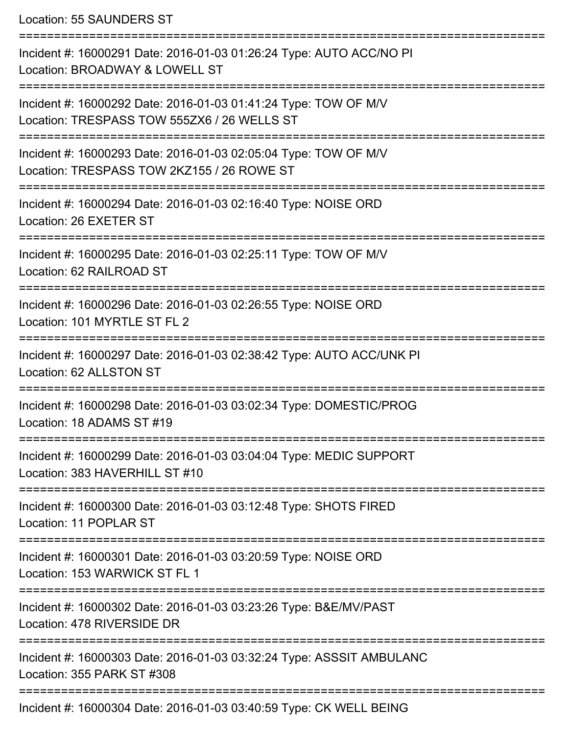Location: 55 SAUNDERS ST

===========================================================================

Incident #: 16000291 Date: 2016-01-03 01:26:24 Type: AUTO ACC/NO PI
Location: BROADWAY & LOWELL ST

===========================================================================

Incident #: 16000292 Date: 2016-01-03 01:41:24 Type: TOW OF M/V
Location: TRESPASS TOW 555ZX6 / 26 WELLS ST

===========================================================================

Incident #: 16000293 Date: 2016-01-03 02:05:04 Type: TOW OF M/V
Location: TRESPASS TOW 2KZ155 / 26 ROWE ST

===========================================================================

Incident #: 16000294 Date: 2016-01-03 02:16:40 Type: NOISE ORD
Location: 26 EXETER ST

===========================================================================

Incident #: 16000295 Date: 2016-01-03 02:25:11 Type: TOW OF M/V
Location: 62 RAILROAD ST

===========================================================================

Incident #: 16000296 Date: 2016-01-03 02:26:55 Type: NOISE ORD
Location: 101 MYRTLE ST FL 2

===========================================================================

Incident #: 16000297 Date: 2016-01-03 02:38:42 Type: AUTO ACC/UNK PI
Location: 62 ALLSTON ST

===========================================================================

Incident #: 16000298 Date: 2016-01-03 03:02:34 Type: DOMESTIC/PROG
Location: 18 ADAMS ST #19

===========================================================================

Incident #: 16000299 Date: 2016-01-03 03:04:04 Type: MEDIC SUPPORT
Location: 383 HAVERHILL ST #10

===========================================================================

Incident #: 16000300 Date: 2016-01-03 03:12:48 Type: SHOTS FIRED
Location: 11 POPLAR ST

===========================================================================

Incident #: 16000301 Date: 2016-01-03 03:20:59 Type: NOISE ORD
Location: 153 WARWICK ST FL 1

===========================================================================

Incident #: 16000302 Date: 2016-01-03 03:23:26 Type: B&E/MV/PAST
Location: 478 RIVERSIDE DR

===========================================================================

Incident #: 16000303 Date: 2016-01-03 03:32:24 Type: ASSSIT AMBULANC
Location: 355 PARK ST #308

===========================================================================

Incident #: 16000304 Date: 2016-01-03 03:40:59 Type: CK WELL BEING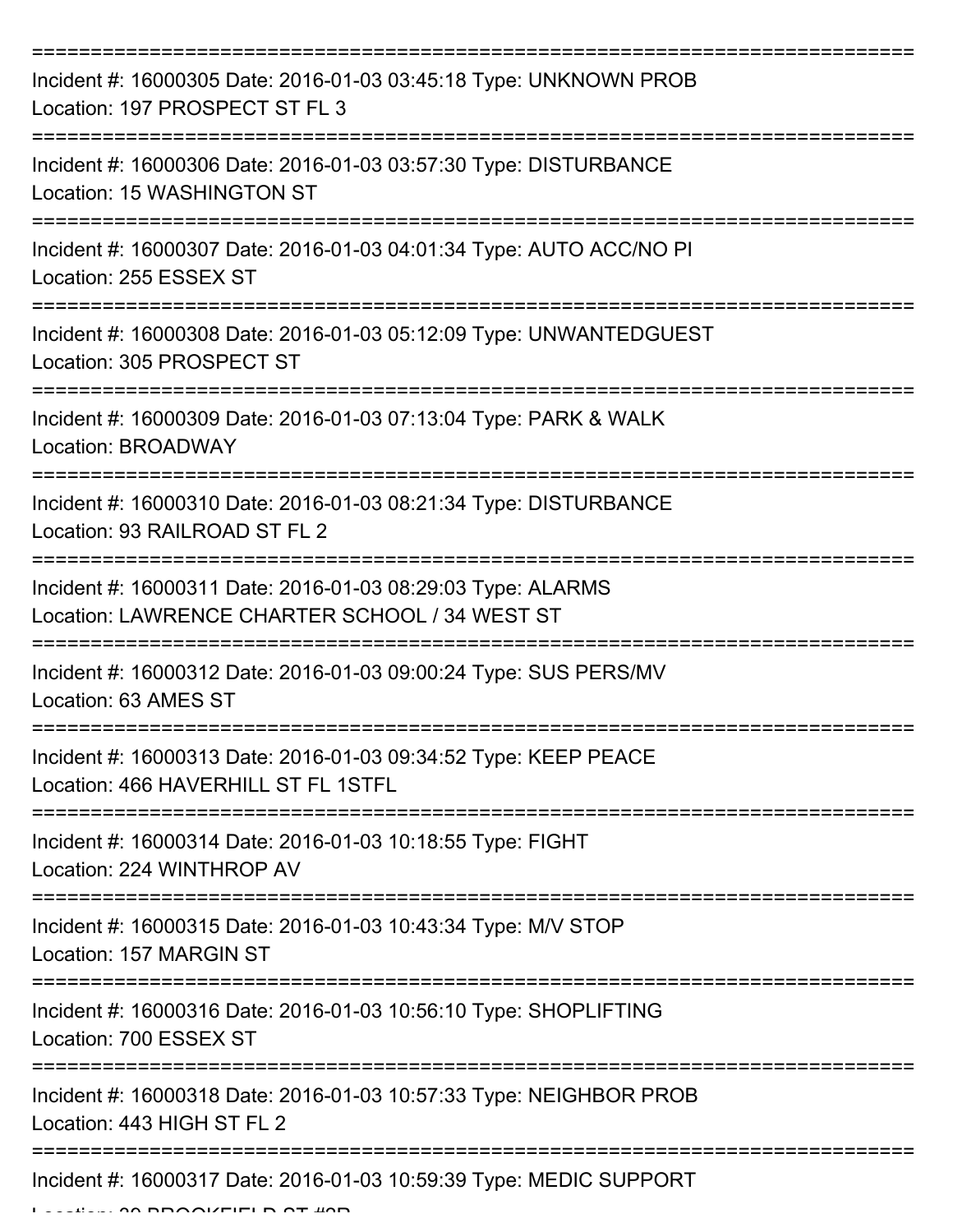===========================================================================

Incident #: 16000305 Date: 2016-01-03 03:45:18 Type: UNKNOWN PROB
Location: 197 PROSPECT ST FL 3

===========================================================================

Incident #: 16000306 Date: 2016-01-03 03:57:30 Type: DISTURBANCE
Location: 15 WASHINGTON ST

===========================================================================

Incident #: 16000307 Date: 2016-01-03 04:01:34 Type: AUTO ACC/NO PI
Location: 255 ESSEX ST

===========================================================================

Incident #: 16000308 Date: 2016-01-03 05:12:09 Type: UNWANTEDGUEST
Location: 305 PROSPECT ST

===========================================================================

Incident #: 16000309 Date: 2016-01-03 07:13:04 Type: PARK & WALK
Location: BROADWAY

===========================================================================

Incident #: 16000310 Date: 2016-01-03 08:21:34 Type: DISTURBANCE
Location: 93 RAILROAD ST FL 2

===========================================================================

Incident #: 16000311 Date: 2016-01-03 08:29:03 Type: ALARMS
Location: LAWRENCE CHARTER SCHOOL / 34 WEST ST

===========================================================================

Incident #: 16000312 Date: 2016-01-03 09:00:24 Type: SUS PERS/MV
Location: 63 AMES ST

===========================================================================

Incident #: 16000313 Date: 2016-01-03 09:34:52 Type: KEEP PEACE
Location: 466 HAVERHILL ST FL 1STFL

===========================================================================

Incident #: 16000314 Date: 2016-01-03 10:18:55 Type: FIGHT
Location: 224 WINTHROP AV

===========================================================================

Incident #: 16000315 Date: 2016-01-03 10:43:34 Type: M/V STOP
Location: 157 MARGIN ST

===========================================================================

Incident #: 16000316 Date: 2016-01-03 10:56:10 Type: SHOPLIFTING
Location: 700 ESSEX ST

===========================================================================

Incident #: 16000318 Date: 2016-01-03 10:57:33 Type: NEIGHBOR PROB
Location: 443 HIGH ST FL 2

===========================================================================

Incident #: 16000317 Date: 2016-01-03 10:59:39 Type: MEDIC SUPPORT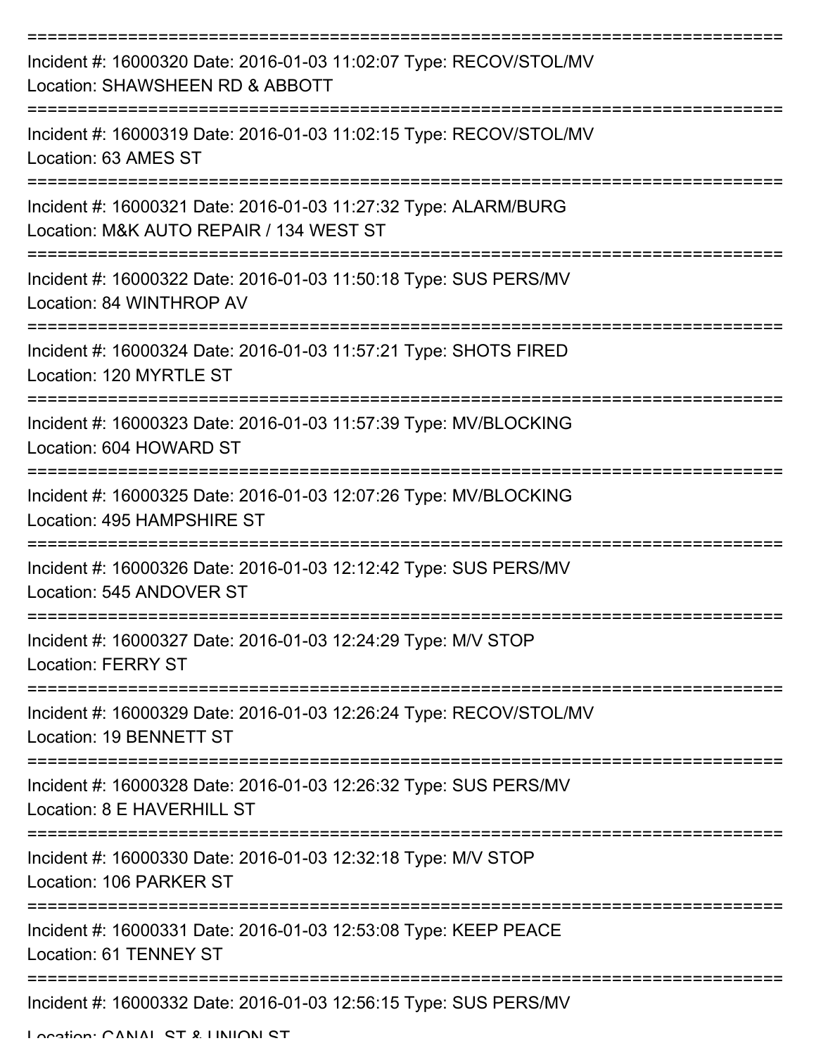===========================================================================

Incident #: 16000320 Date: 2016-01-03 11:02:07 Type: RECOV/STOL/MV
Location: SHAWSHEEN RD & ABBOTT

===========================================================================

Incident #: 16000319 Date: 2016-01-03 11:02:15 Type: RECOV/STOL/MV
Location: 63 AMES ST

===========================================================================

Incident #: 16000321 Date: 2016-01-03 11:27:32 Type: ALARM/BURG
Location: M&K AUTO REPAIR / 134 WEST ST

===========================================================================

Incident #: 16000322 Date: 2016-01-03 11:50:18 Type: SUS PERS/MV
Location: 84 WINTHROP AV

===========================================================================

Incident #: 16000324 Date: 2016-01-03 11:57:21 Type: SHOTS FIRED
Location: 120 MYRTLE ST

===========================================================================

Incident #: 16000323 Date: 2016-01-03 11:57:39 Type: MV/BLOCKING
Location: 604 HOWARD ST

===========================================================================

Incident #: 16000325 Date: 2016-01-03 12:07:26 Type: MV/BLOCKING
Location: 495 HAMPSHIRE ST

===========================================================================

Incident #: 16000326 Date: 2016-01-03 12:12:42 Type: SUS PERS/MV
Location: 545 ANDOVER ST

===========================================================================

Incident #: 16000327 Date: 2016-01-03 12:24:29 Type: M/V STOP
Location: FERRY ST

===========================================================================

Incident #: 16000329 Date: 2016-01-03 12:26:24 Type: RECOV/STOL/MV
Location: 19 BENNETT ST

===========================================================================

Incident #: 16000328 Date: 2016-01-03 12:26:32 Type: SUS PERS/MV
Location: 8 E HAVERHILL ST

===========================================================================

Incident #: 16000330 Date: 2016-01-03 12:32:18 Type: M/V STOP
Location: 106 PARKER ST

===========================================================================

Incident #: 16000331 Date: 2016-01-03 12:53:08 Type: KEEP PEACE
Location: 61 TENNEY ST

===========================================================================

Incident #: 16000332 Date: 2016-01-03 12:56:15 Type: SUS PERS/MV
Location: CANAL ST & UNION ST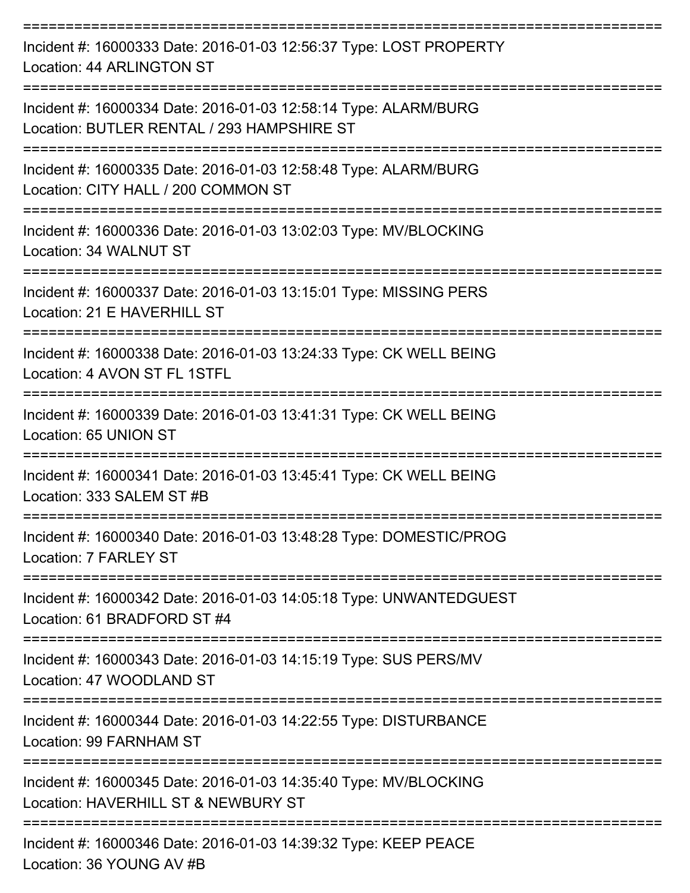---

Incident #: 16000333 Date: 2016-01-03 12:56:37 Type: LOST PROPERTY
Location: 44 ARLINGTON ST

---

Incident #: 16000334 Date: 2016-01-03 12:58:14 Type: ALARM/BURG
Location: BUTLER RENTAL / 293 HAMPSHIRE ST

---

Incident #: 16000335 Date: 2016-01-03 12:58:48 Type: ALARM/BURG
Location: CITY HALL / 200 COMMON ST

---

Incident #: 16000336 Date: 2016-01-03 13:02:03 Type: MV/BLOCKING
Location: 34 WALNUT ST

---

Incident #: 16000337 Date: 2016-01-03 13:15:01 Type: MISSING PERS
Location: 21 E HAVERHILL ST

---

Incident #: 16000338 Date: 2016-01-03 13:24:33 Type: CK WELL BEING
Location: 4 AVON ST FL 1STFL

---

Incident #: 16000339 Date: 2016-01-03 13:41:31 Type: CK WELL BEING
Location: 65 UNION ST

---

Incident #: 16000341 Date: 2016-01-03 13:45:41 Type: CK WELL BEING
Location: 333 SALEM ST #B

---

Incident #: 16000340 Date: 2016-01-03 13:48:28 Type: DOMESTIC/PROG
Location: 7 FARLEY ST

---

Incident #: 16000342 Date: 2016-01-03 14:05:18 Type: UNWANTEDGUEST
Location: 61 BRADFORD ST #4

---

Incident #: 16000343 Date: 2016-01-03 14:15:19 Type: SUS PERS/MV
Location: 47 WOODLAND ST

---

Incident #: 16000344 Date: 2016-01-03 14:22:55 Type: DISTURBANCE
Location: 99 FARNHAM ST

---

Incident #: 16000345 Date: 2016-01-03 14:35:40 Type: MV/BLOCKING
Location: HAVERHILL ST & NEWBURY ST

---

Incident #: 16000346 Date: 2016-01-03 14:39:32 Type: KEEP PEACE
Location: 36 YOUNG AV #B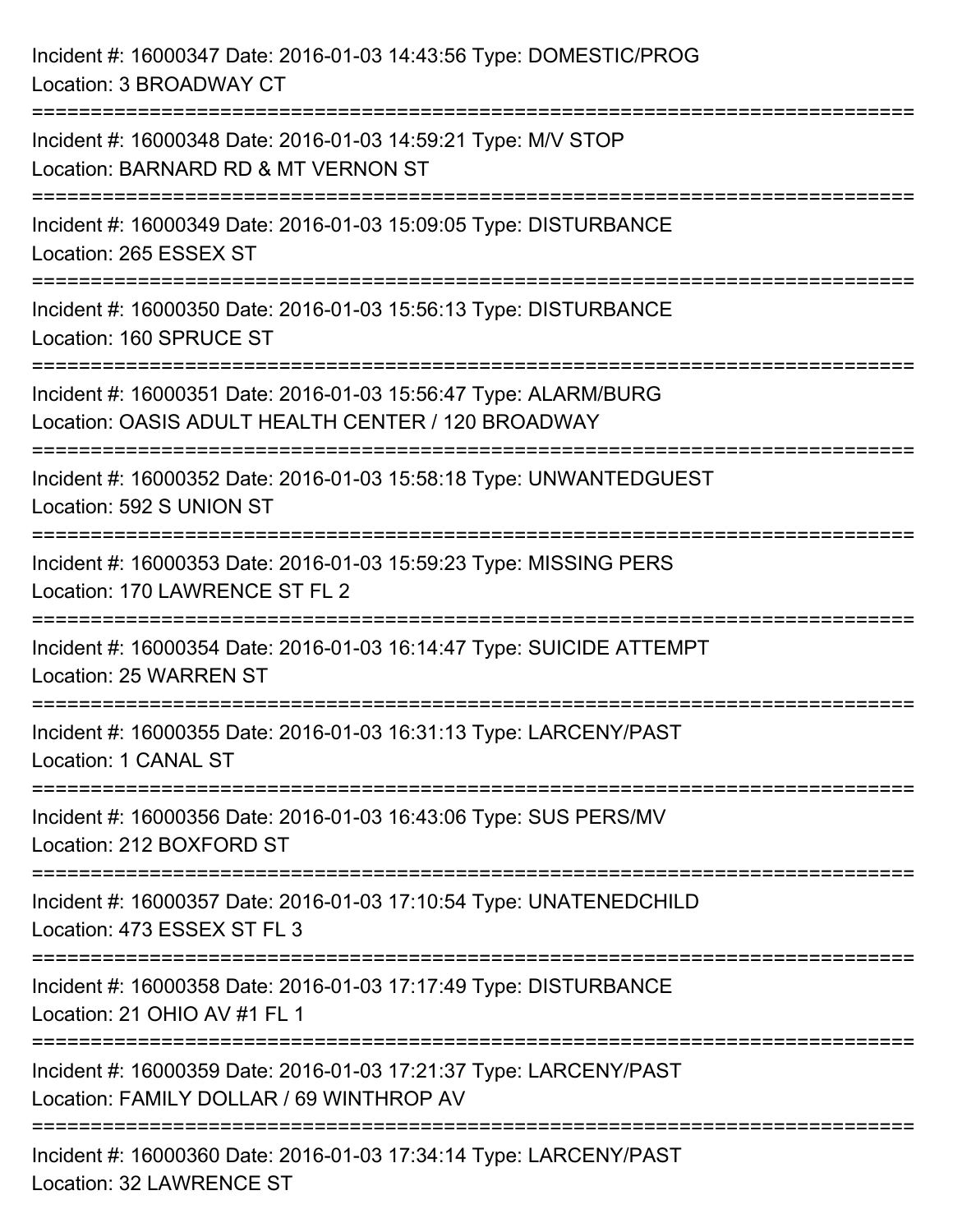Incident #: 16000347 Date: 2016-01-03 14:43:56 Type: DOMESTIC/PROG
Location: 3 BROADWAY CT

===========================================================================

Incident #: 16000348 Date: 2016-01-03 14:59:21 Type: M/V STOP
Location: BARNARD RD & MT VERNON ST

===========================================================================

Incident #: 16000349 Date: 2016-01-03 15:09:05 Type: DISTURBANCE
Location: 265 ESSEX ST

===========================================================================

Incident #: 16000350 Date: 2016-01-03 15:56:13 Type: DISTURBANCE
Location: 160 SPRUCE ST

===========================================================================

Incident #: 16000351 Date: 2016-01-03 15:56:47 Type: ALARM/BURG
Location: OASIS ADULT HEALTH CENTER / 120 BROADWAY

===========================================================================

Incident #: 16000352 Date: 2016-01-03 15:58:18 Type: UNWANTEDGUEST
Location: 592 S UNION ST

===========================================================================

Incident #: 16000353 Date: 2016-01-03 15:59:23 Type: MISSING PERS
Location: 170 LAWRENCE ST FL 2

===========================================================================

Incident #: 16000354 Date: 2016-01-03 16:14:47 Type: SUICIDE ATTEMPT
Location: 25 WARREN ST

===========================================================================

Incident #: 16000355 Date: 2016-01-03 16:31:13 Type: LARCENY/PAST
Location: 1 CANAL ST

===========================================================================

Incident #: 16000356 Date: 2016-01-03 16:43:06 Type: SUS PERS/MV
Location: 212 BOXFORD ST

===========================================================================

Incident #: 16000357 Date: 2016-01-03 17:10:54 Type: UNATENEDCHILD
Location: 473 ESSEX ST FL 3

===========================================================================

Incident #: 16000358 Date: 2016-01-03 17:17:49 Type: DISTURBANCE
Location: 21 OHIO AV #1 FL 1

===========================================================================

Incident #: 16000359 Date: 2016-01-03 17:21:37 Type: LARCENY/PAST
Location: FAMILY DOLLAR / 69 WINTHROP AV

===========================================================================

Incident #: 16000360 Date: 2016-01-03 17:34:14 Type: LARCENY/PAST
Location: 32 LAWRENCE ST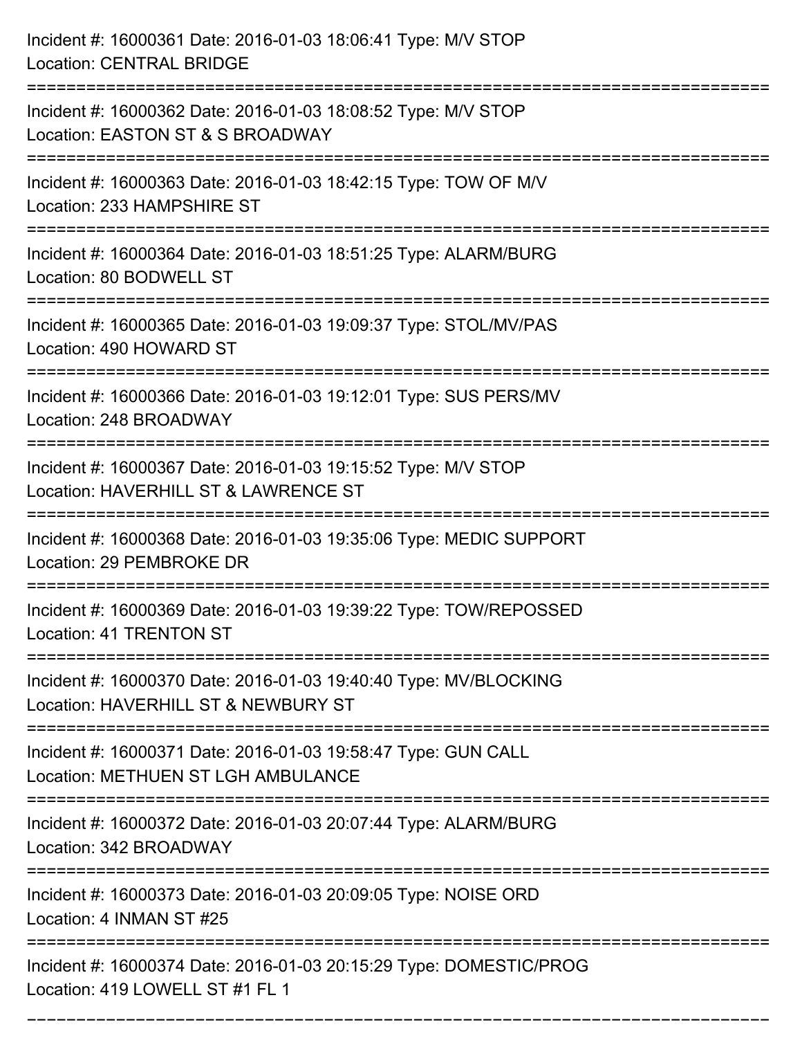Incident #: 16000361 Date: 2016-01-03 18:06:41 Type: M/V STOP
Location: CENTRAL BRIDGE

===========================================================================

Incident #: 16000362 Date: 2016-01-03 18:08:52 Type: M/V STOP
Location: EASTON ST & S BROADWAY

===========================================================================

Incident #: 16000363 Date: 2016-01-03 18:42:15 Type: TOW OF M/V
Location: 233 HAMPSHIRE ST

===========================================================================

Incident #: 16000364 Date: 2016-01-03 18:51:25 Type: ALARM/BURG
Location: 80 BODWELL ST

===========================================================================

Incident #: 16000365 Date: 2016-01-03 19:09:37 Type: STOL/MV/PAS
Location: 490 HOWARD ST

===========================================================================

Incident #: 16000366 Date: 2016-01-03 19:12:01 Type: SUS PERS/MV
Location: 248 BROADWAY

===========================================================================

Incident #: 16000367 Date: 2016-01-03 19:15:52 Type: M/V STOP
Location: HAVERHILL ST & LAWRENCE ST

===========================================================================

Incident #: 16000368 Date: 2016-01-03 19:35:06 Type: MEDIC SUPPORT
Location: 29 PEMBROKE DR

===========================================================================

Incident #: 16000369 Date: 2016-01-03 19:39:22 Type: TOW/REPOSSED
Location: 41 TRENTON ST

===========================================================================

Incident #: 16000370 Date: 2016-01-03 19:40:40 Type: MV/BLOCKING
Location: HAVERHILL ST & NEWBURY ST

===========================================================================

Incident #: 16000371 Date: 2016-01-03 19:58:47 Type: GUN CALL
Location: METHUEN ST LGH AMBULANCE

===========================================================================

Incident #: 16000372 Date: 2016-01-03 20:07:44 Type: ALARM/BURG
Location: 342 BROADWAY

===========================================================================

Incident #: 16000373 Date: 2016-01-03 20:09:05 Type: NOISE ORD
Location: 4 INMAN ST #25

===========================================================================

Incident #: 16000374 Date: 2016-01-03 20:15:29 Type: DOMESTIC/PROG
Location: 419 LOWELL ST #1 FL 1

===========================================================================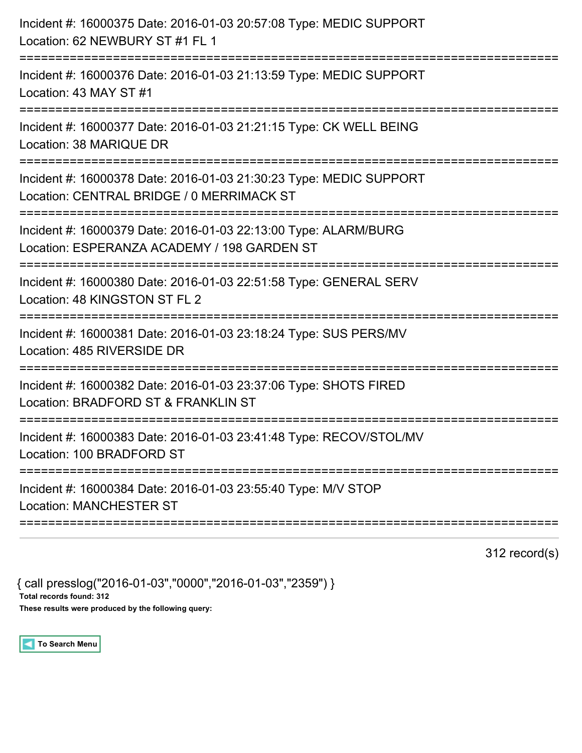Incident #: 16000375 Date: 2016-01-03 20:57:08 Type: MEDIC SUPPORT
Location: 62 NEWBURY ST #1 FL 1

===========================================================================

Incident #: 16000376 Date: 2016-01-03 21:13:59 Type: MEDIC SUPPORT
Location: 43 MAY ST #1

===========================================================================

Incident #: 16000377 Date: 2016-01-03 21:21:15 Type: CK WELL BEING
Location: 38 MARIQUE DR

===========================================================================

Incident #: 16000378 Date: 2016-01-03 21:30:23 Type: MEDIC SUPPORT
Location: CENTRAL BRIDGE / 0 MERRIMACK ST

===========================================================================

Incident #: 16000379 Date: 2016-01-03 22:13:00 Type: ALARM/BURG
Location: ESPERANZA ACADEMY / 198 GARDEN ST

===========================================================================

Incident #: 16000380 Date: 2016-01-03 22:51:58 Type: GENERAL SERV
Location: 48 KINGSTON ST FL 2

===========================================================================

Incident #: 16000381 Date: 2016-01-03 23:18:24 Type: SUS PERS/MV
Location: 485 RIVERSIDE DR

===========================================================================

Incident #: 16000382 Date: 2016-01-03 23:37:06 Type: SHOTS FIRED
Location: BRADFORD ST & FRANKLIN ST

===========================================================================

Incident #: 16000383 Date: 2016-01-03 23:41:48 Type: RECOV/STOL/MV
Location: 100 BRADFORD ST

===========================================================================

Incident #: 16000384 Date: 2016-01-03 23:55:40 Type: M/V STOP
Location: MANCHESTER ST

===========================================================================

312 record(s)

{ call presslog("2016-01-03","0000","2016-01-03","2359") }

**Total records found: 312**

**These results were produced by the following query:**

To Search Menu